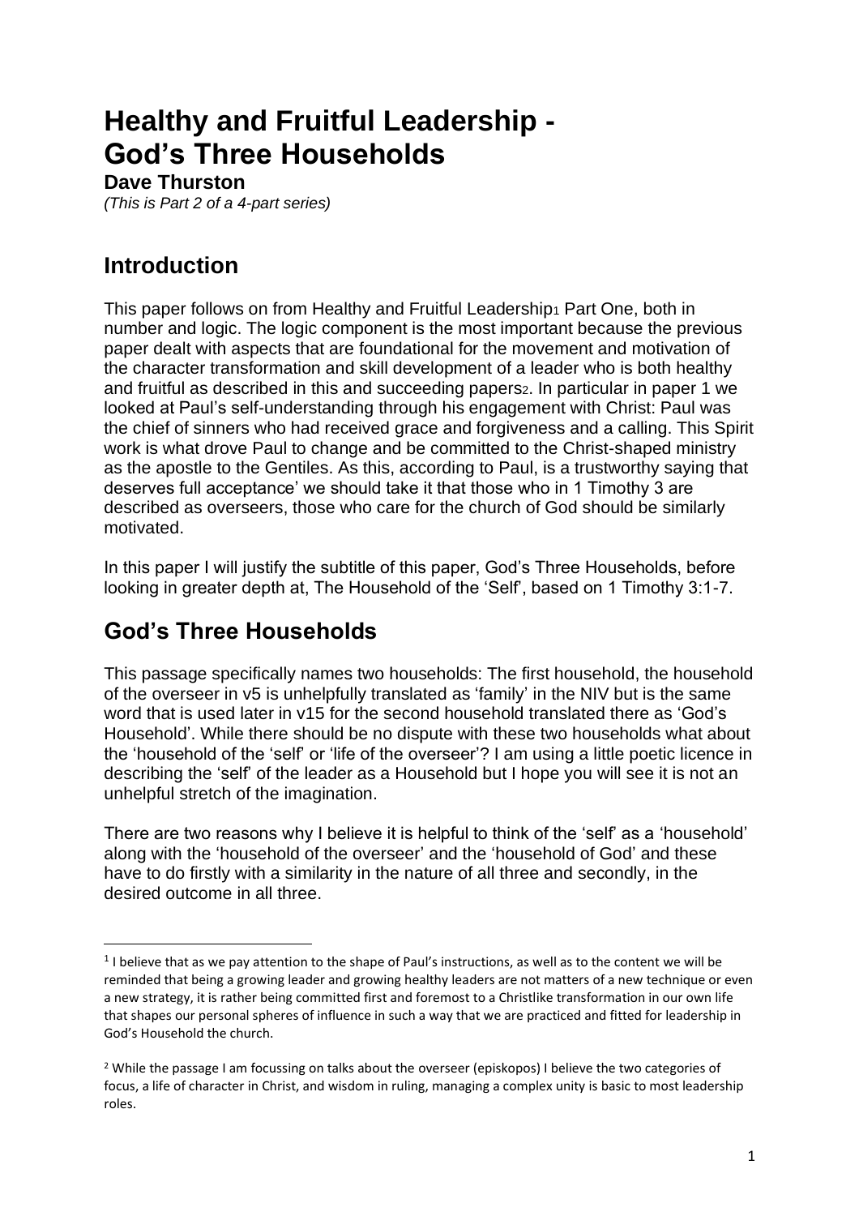# Healthy and Fruitful Leadership - God's Three Households

**Dave Thurston**

*(This is Part 2 of a 4-part series)*

## Introduction

This paper follows on from Healthy and Fruitful Leadership[1] Part One, both in number and logic. The logic component is the most important because the previous paper dealt with aspects that are foundational for the movement and motivation of the character transformation and skill development of a leader who is both healthy and fruitful as described in this and succeeding papers[2]. In particular in paper 1 we looked at Paul's self-understanding through his engagement with Christ: Paul was the chief of sinners who had received grace and forgiveness and a calling. This Spirit work is what drove Paul to change and be committed to the Christ-shaped ministry as the apostle to the Gentiles. As this, according to Paul, is a trustworthy saying that deserves full acceptance' we should take it that those who in 1 Timothy 3 are described as overseers, those who care for the church of God should be similarly motivated.

In this paper I will justify the subtitle of this paper, God's Three Households, before looking in greater depth at, The Household of the 'Self', based on 1 Timothy 3:1-7.

## God's Three Households

This passage specifically names two households: The first household, the household of the overseer in v5 is unhelpfully translated as 'family' in the NIV but is the same word that is used later in v15 for the second household translated there as 'God's Household'. While there should be no dispute with these two households what about the 'household of the 'self' or 'life of the overseer'? I am using a little poetic licence in describing the 'self' of the leader as a Household but I hope you will see it is not an unhelpful stretch of the imagination.

There are two reasons why I believe it is helpful to think of the 'self' as a 'household' along with the 'household of the overseer' and the 'household of God' and these have to do firstly with a similarity in the nature of all three and secondly, in the desired outcome in all three.

---

[1] I believe that as we pay attention to the shape of Paul's instructions, as well as to the content we will be reminded that being a growing leader and growing healthy leaders are not matters of a new technique or even a new strategy, it is rather being committed first and foremost to a Christlike transformation in our own life that shapes our personal spheres of influence in such a way that we are practiced and fitted for leadership in God's Household the church.

[2] While the passage I am focussing on talks about the overseer (episkopos) I believe the two categories of focus, a life of character in Christ, and wisdom in ruling, managing a complex unity is basic to most leadership roles.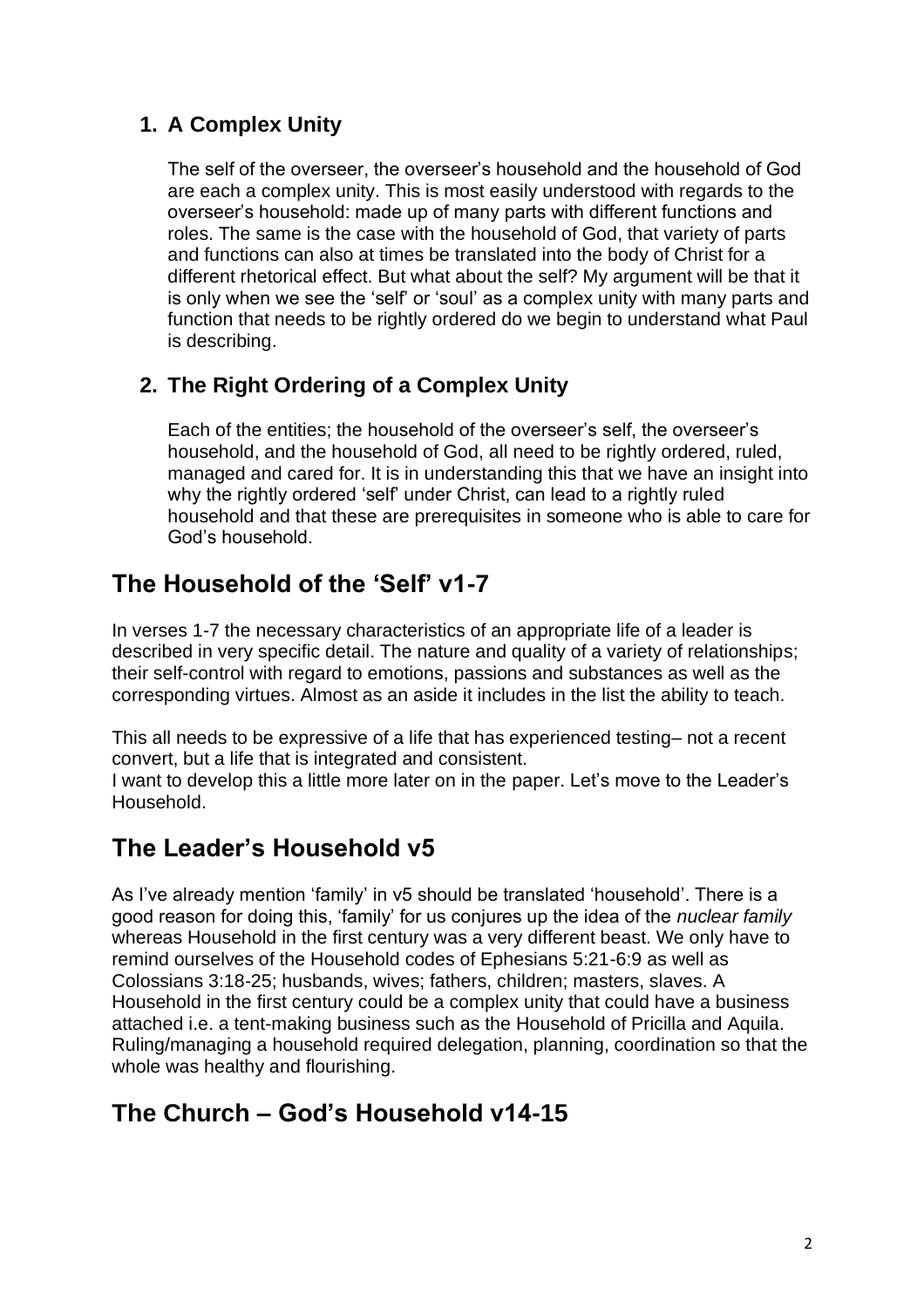## 1. A Complex Unity

The self of the overseer, the overseer's household and the household of God are each a complex unity. This is most easily understood with regards to the overseer's household: made up of many parts with different functions and roles. The same is the case with the household of God, that variety of parts and functions can also at times be translated into the body of Christ for a different rhetorical effect. But what about the self? My argument will be that it is only when we see the 'self' or 'soul' as a complex unity with many parts and function that needs to be rightly ordered do we begin to understand what Paul is describing.

## 2. The Right Ordering of a Complex Unity

Each of the entities; the household of the overseer's self, the overseer's household, and the household of God, all need to be rightly ordered, ruled, managed and cared for. It is in understanding this that we have an insight into why the rightly ordered 'self' under Christ, can lead to a rightly ruled household and that these are prerequisites in someone who is able to care for God's household.

# The Household of the 'Self' v1-7

In verses 1-7 the necessary characteristics of an appropriate life of a leader is described in very specific detail. The nature and quality of a variety of relationships; their self-control with regard to emotions, passions and substances as well as the corresponding virtues. Almost as an aside it includes in the list the ability to teach.

This all needs to be expressive of a life that has experienced testing– not a recent convert, but a life that is integrated and consistent.
I want to develop this a little more later on in the paper. Let's move to the Leader's Household.

# The Leader's Household v5

As I've already mention 'family' in v5 should be translated 'household'. There is a good reason for doing this, 'family' for us conjures up the idea of the *nuclear family* whereas Household in the first century was a very different beast. We only have to remind ourselves of the Household codes of Ephesians 5:21-6:9 as well as Colossians 3:18-25; husbands, wives; fathers, children; masters, slaves. A Household in the first century could be a complex unity that could have a business attached i.e. a tent-making business such as the Household of Pricilla and Aquila. Ruling/managing a household required delegation, planning, coordination so that the whole was healthy and flourishing.

# The Church – God's Household v14-15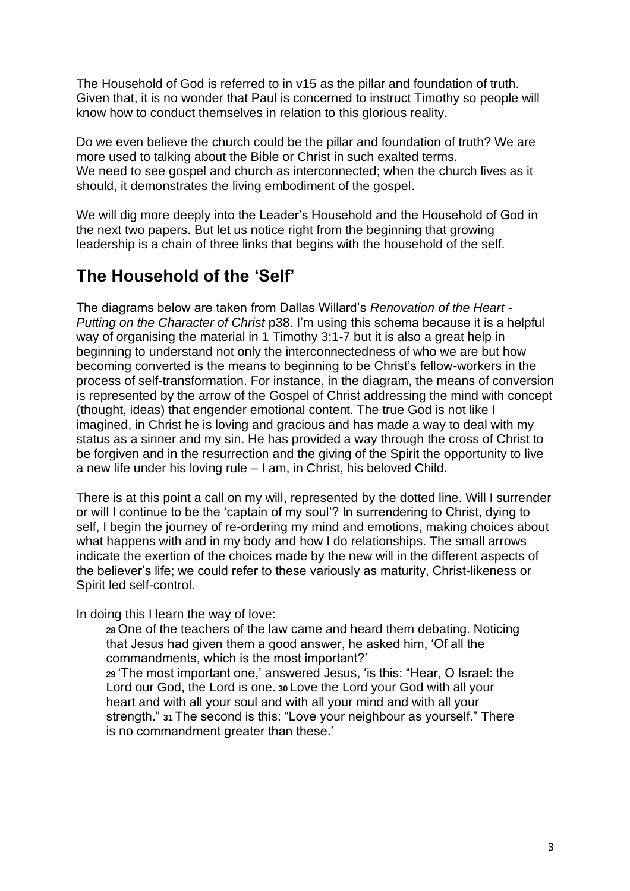The Household of God is referred to in v15 as the pillar and foundation of truth. Given that, it is no wonder that Paul is concerned to instruct Timothy so people will know how to conduct themselves in relation to this glorious reality.

Do we even believe the church could be the pillar and foundation of truth? We are more used to talking about the Bible or Christ in such exalted terms.
We need to see gospel and church as interconnected; when the church lives as it should, it demonstrates the living embodiment of the gospel.

We will dig more deeply into the Leader's Household and the Household of God in the next two papers. But let us notice right from the beginning that growing leadership is a chain of three links that begins with the household of the self.

## The Household of the 'Self'

The diagrams below are taken from Dallas Willard's *Renovation of the Heart - Putting on the Character of Christ* p38. I'm using this schema because it is a helpful way of organising the material in 1 Timothy 3:1-7 but it is also a great help in beginning to understand not only the interconnectedness of who we are but how becoming converted is the means to beginning to be Christ's fellow-workers in the process of self-transformation. For instance, in the diagram, the means of conversion is represented by the arrow of the Gospel of Christ addressing the mind with concept (thought, ideas) that engender emotional content. The true God is not like I imagined, in Christ he is loving and gracious and has made a way to deal with my status as a sinner and my sin. He has provided a way through the cross of Christ to be forgiven and in the resurrection and the giving of the Spirit the opportunity to live a new life under his loving rule – I am, in Christ, his beloved Child.

There is at this point a call on my will, represented by the dotted line. Will I surrender or will I continue to be the 'captain of my soul'? In surrendering to Christ, dying to self, I begin the journey of re-ordering my mind and emotions, making choices about what happens with and in my body and how I do relationships. The small arrows indicate the exertion of the choices made by the new will in the different aspects of the believer's life; we could refer to these variously as maturity, Christ-likeness or Spirit led self-control.

In doing this I learn the way of love:

> **28** One of the teachers of the law came and heard them debating. Noticing that Jesus had given them a good answer, he asked him, 'Of all the commandments, which is the most important?'
> **29** 'The most important one,' answered Jesus, 'is this: "Hear, O Israel: the Lord our God, the Lord is one. **30** Love the Lord your God with all your heart and with all your soul and with all your mind and with all your strength." **31** The second is this: "Love your neighbour as yourself." There is no commandment greater than these.'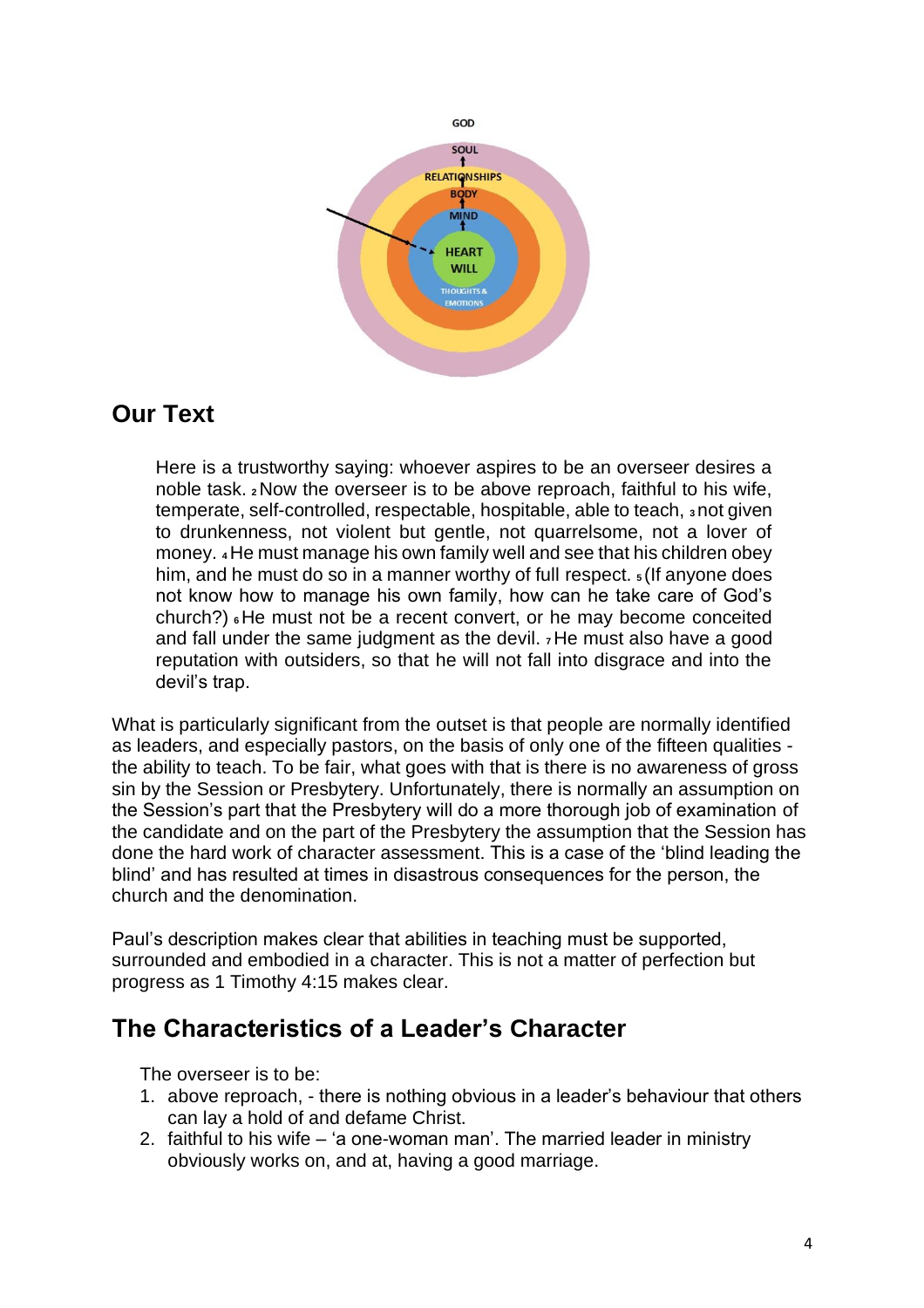GOD

SOUL

RELATIONSHIPS

BODY

MIND

HEART

WILL

THOUGHTS & EMOTIONS

## Our Text

> Here is a trustworthy saying: whoever aspires to be an overseer desires a noble task. 2 Now the overseer is to be above reproach, faithful to his wife, temperate, self-controlled, respectable, hospitable, able to teach, 3 not given to drunkenness, not violent but gentle, not quarrelsome, not a lover of money. 4 He must manage his own family well and see that his children obey him, and he must do so in a manner worthy of full respect. 5 (If anyone does not know how to manage his own family, how can he take care of God's church?) 6 He must not be a recent convert, or he may become conceited and fall under the same judgment as the devil. 7 He must also have a good reputation with outsiders, so that he will not fall into disgrace and into the devil's trap.

What is particularly significant from the outset is that people are normally identified as leaders, and especially pastors, on the basis of only one of the fifteen qualities - the ability to teach. To be fair, what goes with that is there is no awareness of gross sin by the Session or Presbytery. Unfortunately, there is normally an assumption on the Session's part that the Presbytery will do a more thorough job of examination of the candidate and on the part of the Presbytery the assumption that the Session has done the hard work of character assessment. This is a case of the 'blind leading the blind' and has resulted at times in disastrous consequences for the person, the church and the denomination.

Paul's description makes clear that abilities in teaching must be supported, surrounded and embodied in a character. This is not a matter of perfection but progress as 1 Timothy 4:15 makes clear.

## The Characteristics of a Leader's Character

The overseer is to be:

1. above reproach, - there is nothing obvious in a leader's behaviour that others can lay a hold of and defame Christ.
2. faithful to his wife – 'a one-woman man'. The married leader in ministry obviously works on, and at, having a good marriage.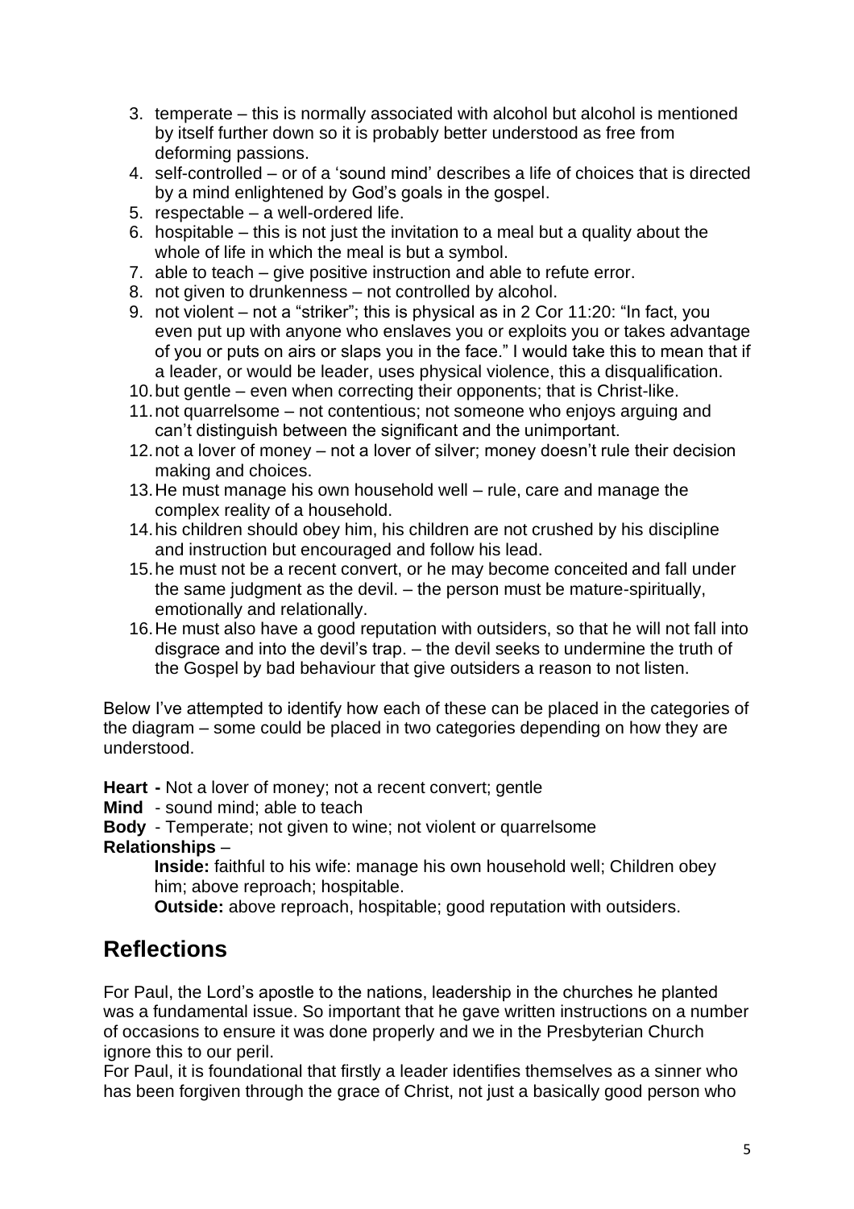3. temperate – this is normally associated with alcohol but alcohol is mentioned by itself further down so it is probably better understood as free from deforming passions.
4. self-controlled – or of a 'sound mind' describes a life of choices that is directed by a mind enlightened by God's goals in the gospel.
5. respectable – a well-ordered life.
6. hospitable – this is not just the invitation to a meal but a quality about the whole of life in which the meal is but a symbol.
7. able to teach – give positive instruction and able to refute error.
8. not given to drunkenness – not controlled by alcohol.
9. not violent – not a "striker"; this is physical as in 2 Cor 11:20: "In fact, you even put up with anyone who enslaves you or exploits you or takes advantage of you or puts on airs or slaps you in the face." I would take this to mean that if a leader, or would be leader, uses physical violence, this a disqualification.
10. but gentle – even when correcting their opponents; that is Christ-like.
11. not quarrelsome – not contentious; not someone who enjoys arguing and can't distinguish between the significant and the unimportant.
12. not a lover of money – not a lover of silver; money doesn't rule their decision making and choices.
13. He must manage his own household well – rule, care and manage the complex reality of a household.
14. his children should obey him, his children are not crushed by his discipline and instruction but encouraged and follow his lead.
15. he must not be a recent convert, or he may become conceited and fall under the same judgment as the devil. – the person must be mature-spiritually, emotionally and relationally.
16. He must also have a good reputation with outsiders, so that he will not fall into disgrace and into the devil's trap. – the devil seeks to undermine the truth of the Gospel by bad behaviour that give outsiders a reason to not listen.

Below I've attempted to identify how each of these can be placed in the categories of the diagram – some could be placed in two categories depending on how they are understood.

**Heart -** Not a lover of money; not a recent convert; gentle
**Mind** - sound mind; able to teach
**Body** - Temperate; not given to wine; not violent or quarrelsome
**Relationships** –

**Inside:** faithful to his wife: manage his own household well; Children obey him; above reproach; hospitable.

**Outside:** above reproach, hospitable; good reputation with outsiders.

## Reflections

For Paul, the Lord's apostle to the nations, leadership in the churches he planted was a fundamental issue. So important that he gave written instructions on a number of occasions to ensure it was done properly and we in the Presbyterian Church ignore this to our peril.
For Paul, it is foundational that firstly a leader identifies themselves as a sinner who has been forgiven through the grace of Christ, not just a basically good person who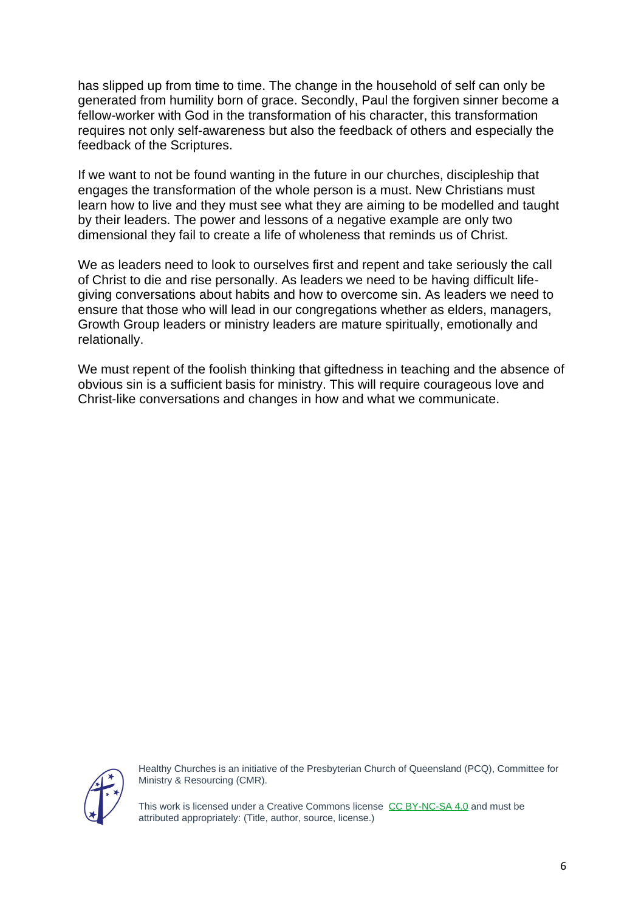has slipped up from time to time. The change in the household of self can only be generated from humility born of grace. Secondly, Paul the forgiven sinner become a fellow-worker with God in the transformation of his character, this transformation requires not only self-awareness but also the feedback of others and especially the feedback of the Scriptures.

If we want to not be found wanting in the future in our churches, discipleship that engages the transformation of the whole person is a must. New Christians must learn how to live and they must see what they are aiming to be modelled and taught by their leaders. The power and lessons of a negative example are only two dimensional they fail to create a life of wholeness that reminds us of Christ.

We as leaders need to look to ourselves first and repent and take seriously the call of Christ to die and rise personally. As leaders we need to be having difficult life-giving conversations about habits and how to overcome sin. As leaders we need to ensure that those who will lead in our congregations whether as elders, managers, Growth Group leaders or ministry leaders are mature spiritually, emotionally and relationally.

We must repent of the foolish thinking that giftedness in teaching and the absence of obvious sin is a sufficient basis for ministry. This will require courageous love and Christ-like conversations and changes in how and what we communicate.

Healthy Churches is an initiative of the Presbyterian Church of Queensland (PCQ), Committee for Ministry & Resourcing (CMR).

This work is licensed under a Creative Commons license CC BY-NC-SA 4.0 and must be attributed appropriately: (Title, author, source, license.)